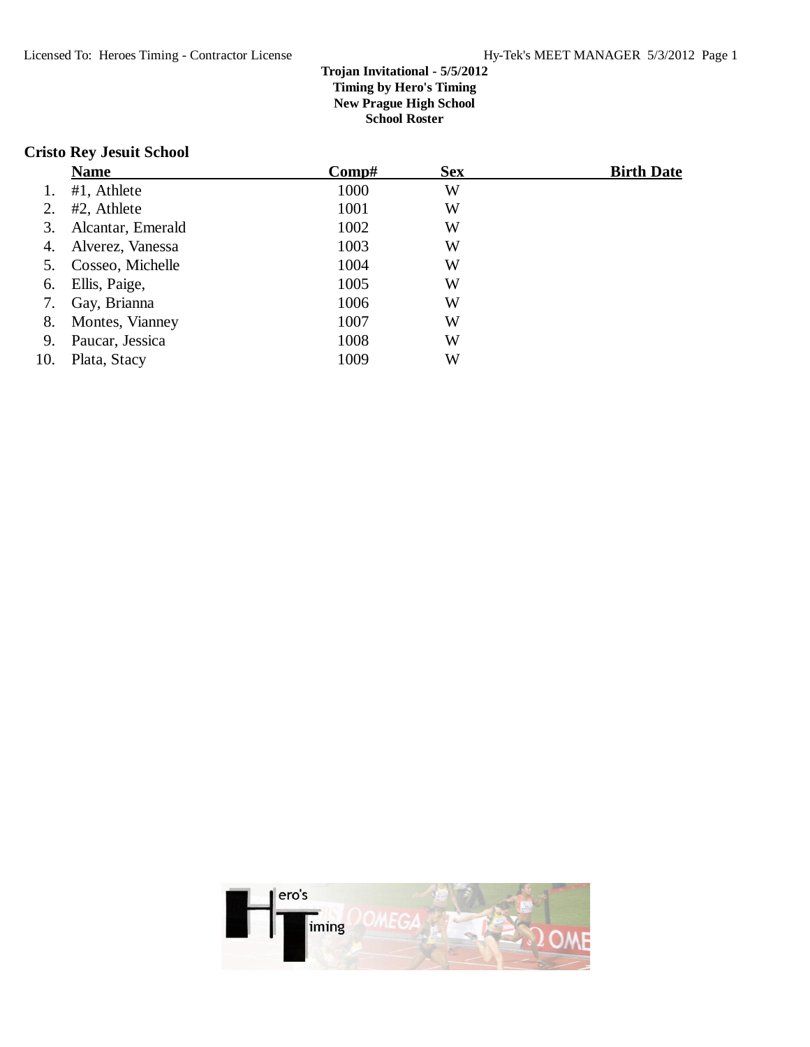**Trojan Invitational - 5/5/2012**
**Timing by Hero's Timing**
**New Prague High School**
**School Roster**

## Cristo Rey Jesuit School

| | Name | Comp# | Sex | Birth Date |
|---|---|---|---|---|
| 1. | #1, Athlete | 1000 | W | |
| 2. | #2, Athlete | 1001 | W | |
| 3. | Alcantar, Emerald | 1002 | W | |
| 4. | Alverez, Vanessa | 1003 | W | |
| 5. | Cosseo, Michelle | 1004 | W | |
| 6. | Ellis, Paige, | 1005 | W | |
| 7. | Gay, Brianna | 1006 | W | |
| 8. | Montes, Vianney | 1007 | W | |
| 9. | Paucar, Jessica | 1008 | W | |
| 10. | Plata, Stacy | 1009 | W | |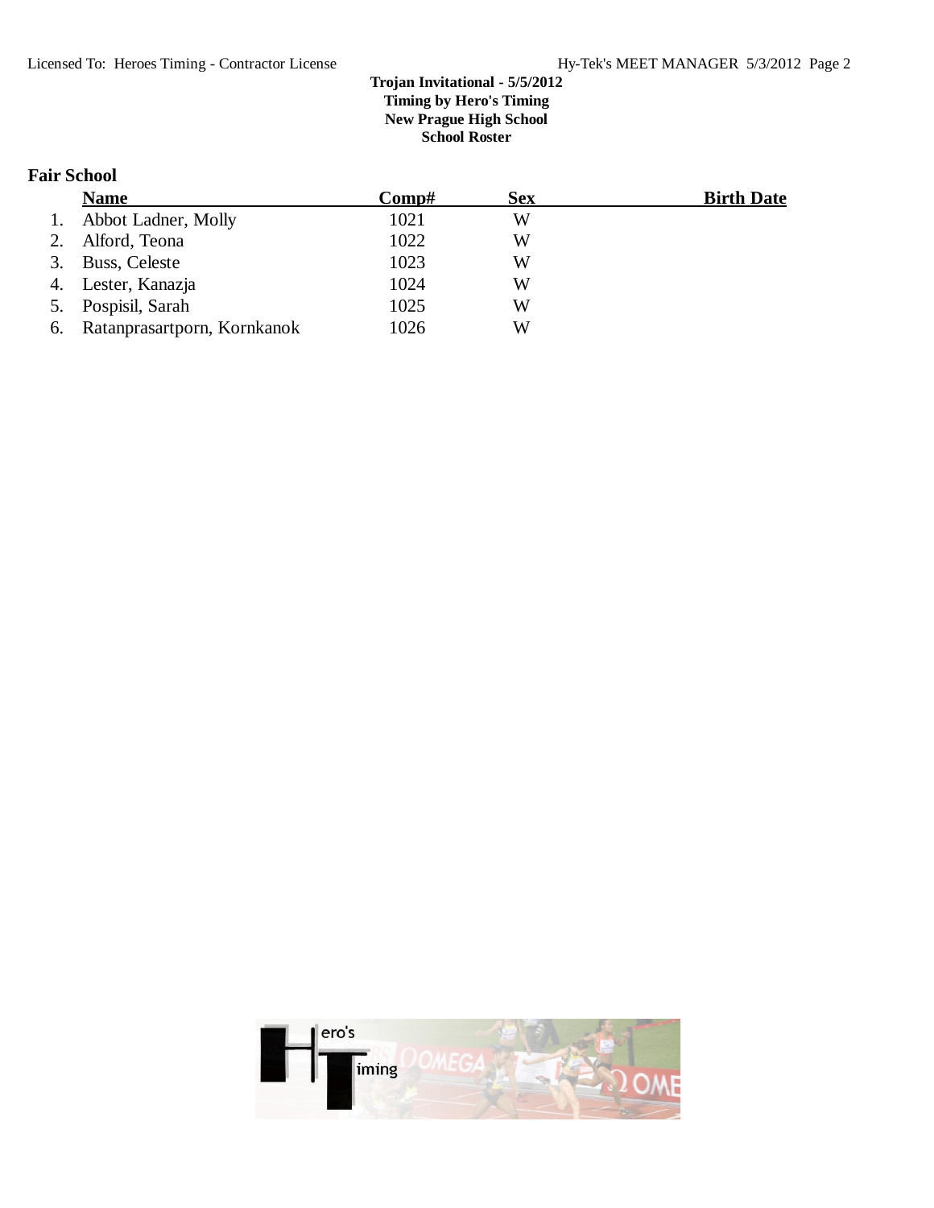**Trojan Invitational - 5/5/2012**
**Timing by Hero's Timing**
**New Prague High School**
**School Roster**

## Fair School

| | Name | Comp# | Sex | Birth Date |
|---|---|---|---|---|
| 1. | Abbot Ladner, Molly | 1021 | W | |
| 2. | Alford, Teona | 1022 | W | |
| 3. | Buss, Celeste | 1023 | W | |
| 4. | Lester, Kanazja | 1024 | W | |
| 5. | Pospisil, Sarah | 1025 | W | |
| 6. | Ratanprasartporn, Kornkanok | 1026 | W | |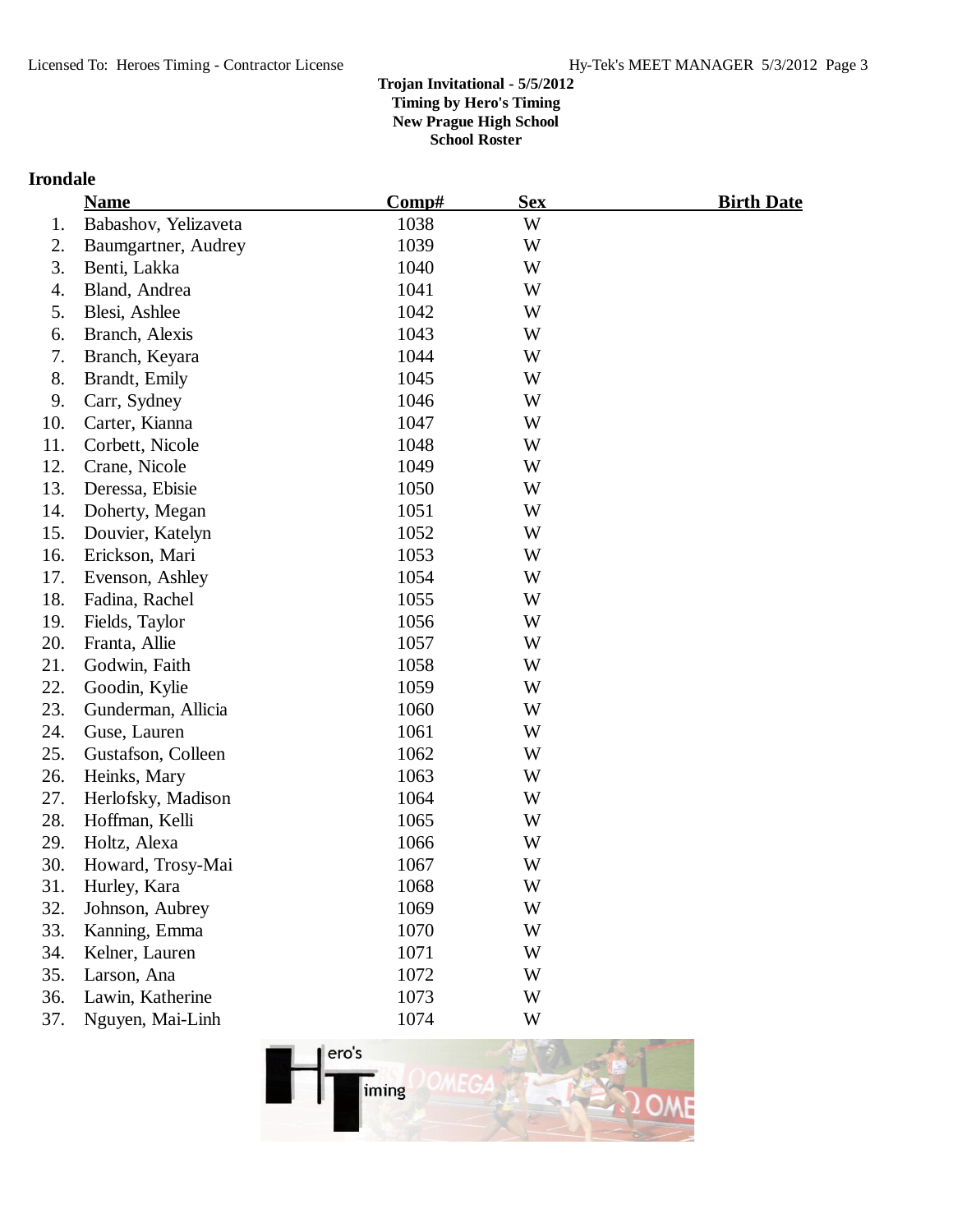**Trojan Invitational - 5/5/2012**
**Timing by Hero's Timing**
**New Prague High School**
**School Roster**

## Irondale

| | Name | Comp# | Sex | Birth Date |
|---|---|---|---|---|
| 1. | Babashov, Yelizaveta | 1038 | W | |
| 2. | Baumgartner, Audrey | 1039 | W | |
| 3. | Benti, Lakka | 1040 | W | |
| 4. | Bland, Andrea | 1041 | W | |
| 5. | Blesi, Ashlee | 1042 | W | |
| 6. | Branch, Alexis | 1043 | W | |
| 7. | Branch, Keyara | 1044 | W | |
| 8. | Brandt, Emily | 1045 | W | |
| 9. | Carr, Sydney | 1046 | W | |
| 10. | Carter, Kianna | 1047 | W | |
| 11. | Corbett, Nicole | 1048 | W | |
| 12. | Crane, Nicole | 1049 | W | |
| 13. | Deressa, Ebisie | 1050 | W | |
| 14. | Doherty, Megan | 1051 | W | |
| 15. | Douvier, Katelyn | 1052 | W | |
| 16. | Erickson, Mari | 1053 | W | |
| 17. | Evenson, Ashley | 1054 | W | |
| 18. | Fadina, Rachel | 1055 | W | |
| 19. | Fields, Taylor | 1056 | W | |
| 20. | Franta, Allie | 1057 | W | |
| 21. | Godwin, Faith | 1058 | W | |
| 22. | Goodin, Kylie | 1059 | W | |
| 23. | Gunderman, Allicia | 1060 | W | |
| 24. | Guse, Lauren | 1061 | W | |
| 25. | Gustafson, Colleen | 1062 | W | |
| 26. | Heinks, Mary | 1063 | W | |
| 27. | Herlofsky, Madison | 1064 | W | |
| 28. | Hoffman, Kelli | 1065 | W | |
| 29. | Holtz, Alexa | 1066 | W | |
| 30. | Howard, Trosy-Mai | 1067 | W | |
| 31. | Hurley, Kara | 1068 | W | |
| 32. | Johnson, Aubrey | 1069 | W | |
| 33. | Kanning, Emma | 1070 | W | |
| 34. | Kelner, Lauren | 1071 | W | |
| 35. | Larson, Ana | 1072 | W | |
| 36. | Lawin, Katherine | 1073 | W | |
| 37. | Nguyen, Mai-Linh | 1074 | W | |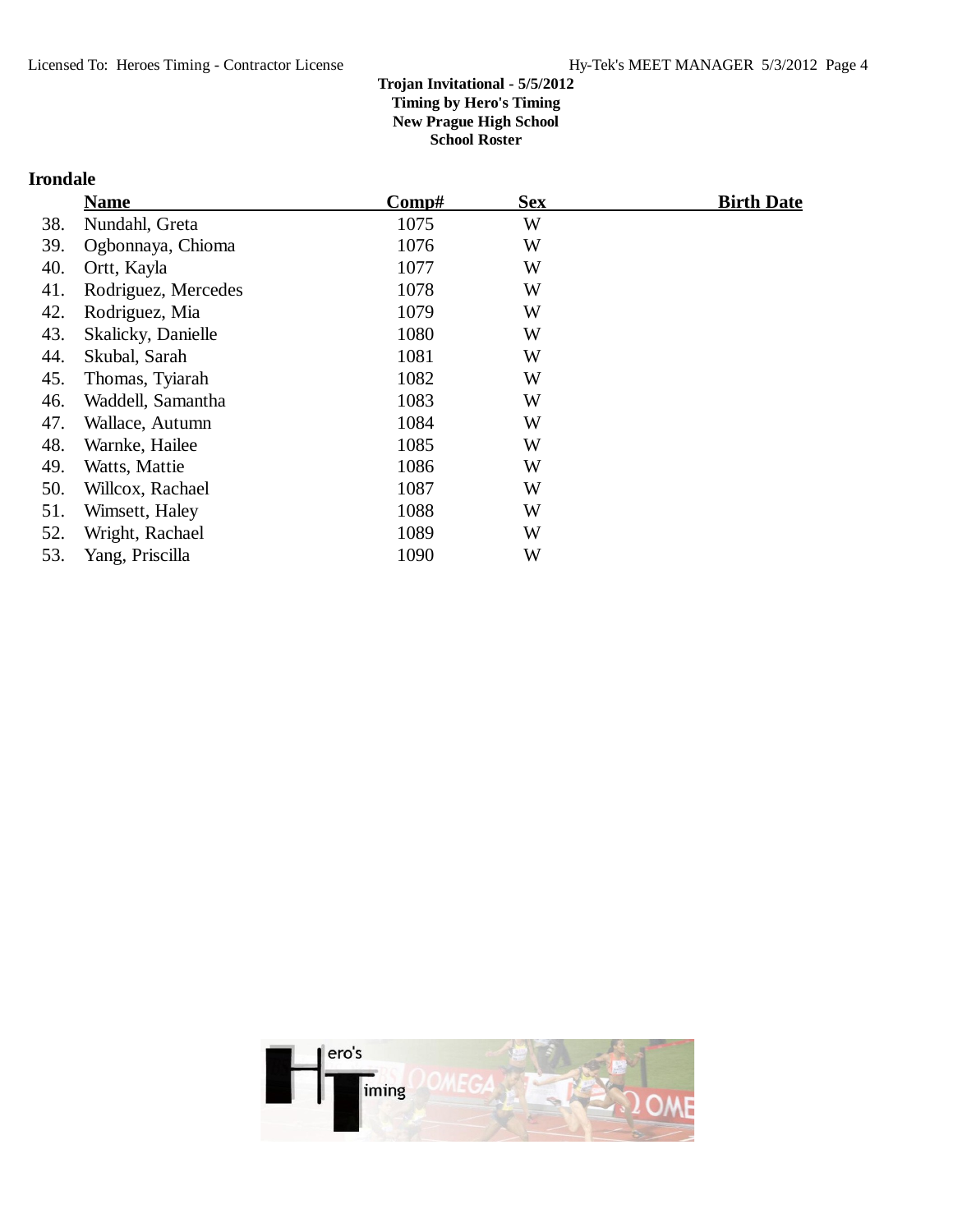**Trojan Invitational - 5/5/2012**
**Timing by Hero's Timing**
**New Prague High School**
**School Roster**

## Irondale

| | Name | Comp# | Sex | Birth Date |
|---|---|---|---|---|
| 38. | Nundahl, Greta | 1075 | W | |
| 39. | Ogbonnaya, Chioma | 1076 | W | |
| 40. | Ortt, Kayla | 1077 | W | |
| 41. | Rodriguez, Mercedes | 1078 | W | |
| 42. | Rodriguez, Mia | 1079 | W | |
| 43. | Skalicky, Danielle | 1080 | W | |
| 44. | Skubal, Sarah | 1081 | W | |
| 45. | Thomas, Tyiarah | 1082 | W | |
| 46. | Waddell, Samantha | 1083 | W | |
| 47. | Wallace, Autumn | 1084 | W | |
| 48. | Warnke, Hailee | 1085 | W | |
| 49. | Watts, Mattie | 1086 | W | |
| 50. | Willcox, Rachael | 1087 | W | |
| 51. | Wimsett, Haley | 1088 | W | |
| 52. | Wright, Rachael | 1089 | W | |
| 53. | Yang, Priscilla | 1090 | W | |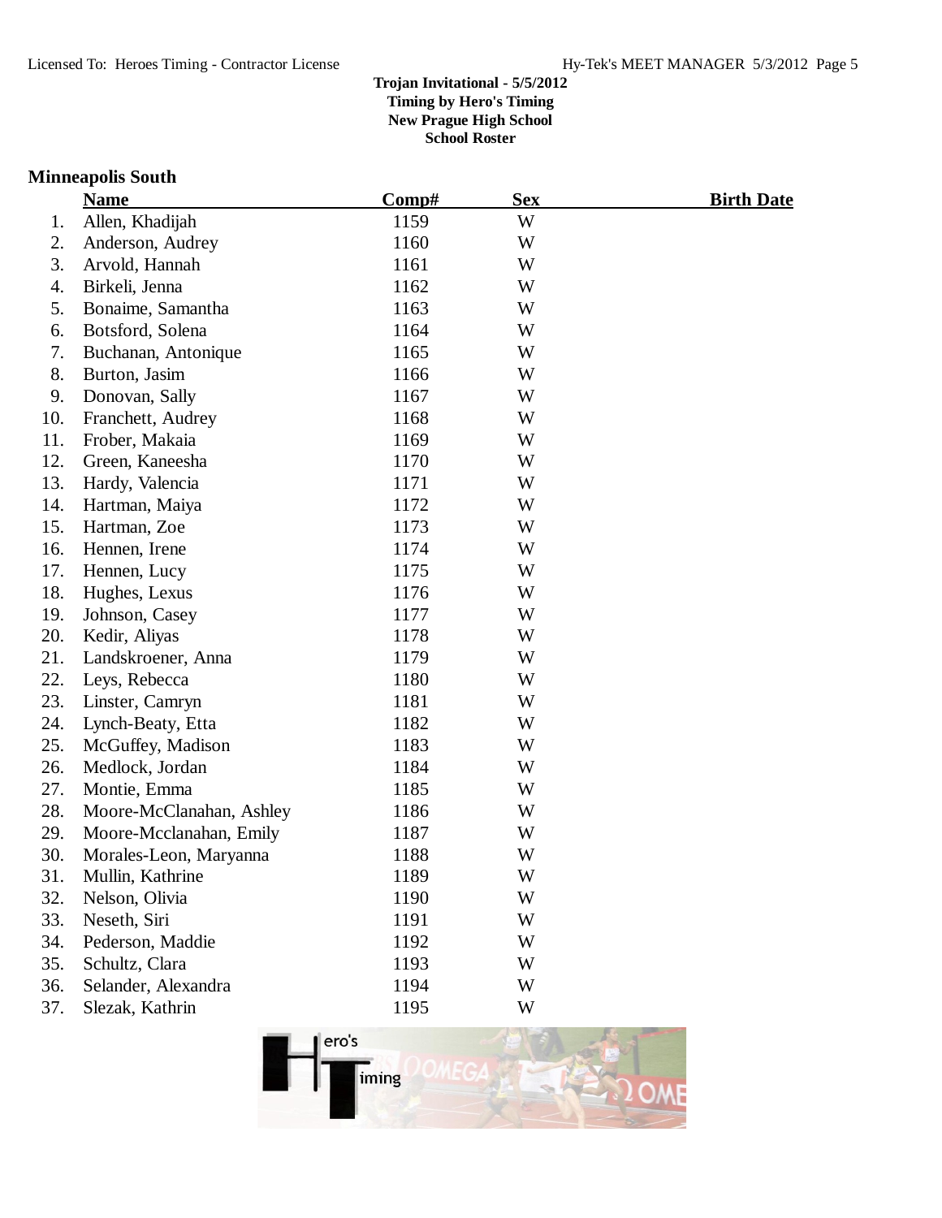**Trojan Invitational - 5/5/2012**
**Timing by Hero's Timing**
**New Prague High School**
**School Roster**

## Minneapolis South

| | Name | Comp# | Sex | Birth Date |
|---|---|---|---|---|
| 1. | Allen, Khadijah | 1159 | W | |
| 2. | Anderson, Audrey | 1160 | W | |
| 3. | Arvold, Hannah | 1161 | W | |
| 4. | Birkeli, Jenna | 1162 | W | |
| 5. | Bonaime, Samantha | 1163 | W | |
| 6. | Botsford, Solena | 1164 | W | |
| 7. | Buchanan, Antonique | 1165 | W | |
| 8. | Burton, Jasim | 1166 | W | |
| 9. | Donovan, Sally | 1167 | W | |
| 10. | Franchett, Audrey | 1168 | W | |
| 11. | Frober, Makaia | 1169 | W | |
| 12. | Green, Kaneesha | 1170 | W | |
| 13. | Hardy, Valencia | 1171 | W | |
| 14. | Hartman, Maiya | 1172 | W | |
| 15. | Hartman, Zoe | 1173 | W | |
| 16. | Hennen, Irene | 1174 | W | |
| 17. | Hennen, Lucy | 1175 | W | |
| 18. | Hughes, Lexus | 1176 | W | |
| 19. | Johnson, Casey | 1177 | W | |
| 20. | Kedir, Aliyas | 1178 | W | |
| 21. | Landskroener, Anna | 1179 | W | |
| 22. | Leys, Rebecca | 1180 | W | |
| 23. | Linster, Camryn | 1181 | W | |
| 24. | Lynch-Beaty, Etta | 1182 | W | |
| 25. | McGuffey, Madison | 1183 | W | |
| 26. | Medlock, Jordan | 1184 | W | |
| 27. | Montie, Emma | 1185 | W | |
| 28. | Moore-McClanahan, Ashley | 1186 | W | |
| 29. | Moore-Mcclanahan, Emily | 1187 | W | |
| 30. | Morales-Leon, Maryanna | 1188 | W | |
| 31. | Mullin, Kathrine | 1189 | W | |
| 32. | Nelson, Olivia | 1190 | W | |
| 33. | Neseth, Siri | 1191 | W | |
| 34. | Pederson, Maddie | 1192 | W | |
| 35. | Schultz, Clara | 1193 | W | |
| 36. | Selander, Alexandra | 1194 | W | |
| 37. | Slezak, Kathrin | 1195 | W | |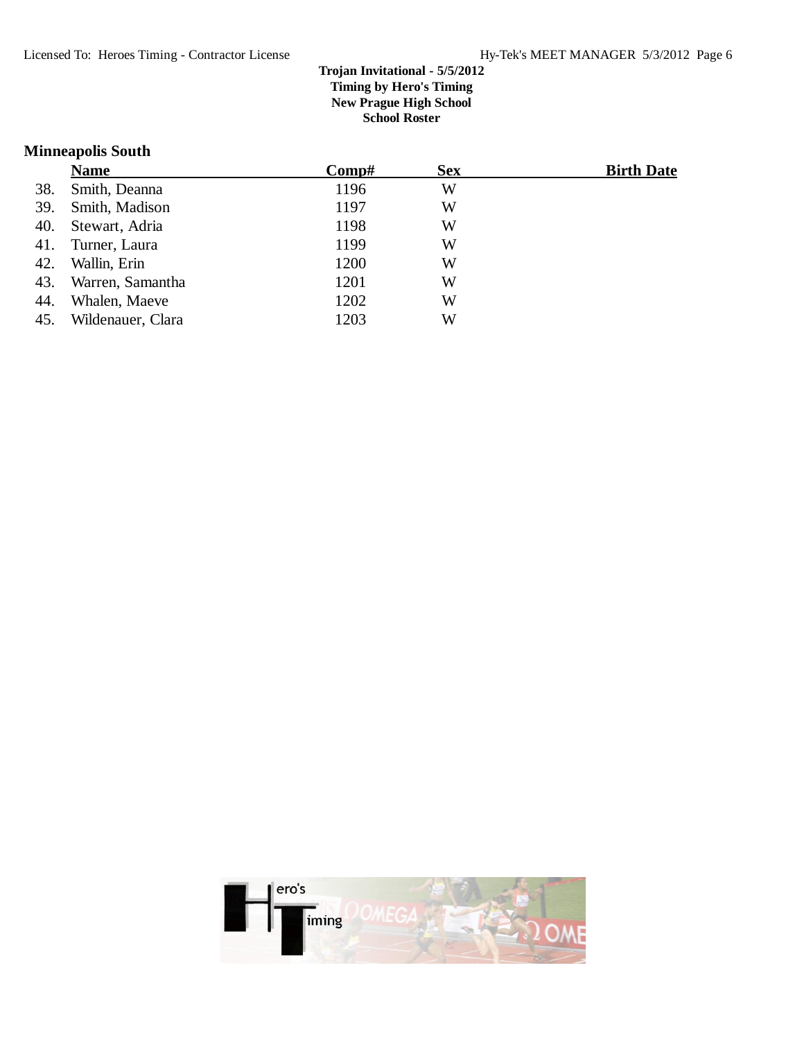Trojan Invitational - 5/5/2012
Timing by Hero's Timing
New Prague High School
School Roster

## Minneapolis South

| | Name | Comp# | Sex | Birth Date |
|---|---|---|---|---|
| 38. | Smith, Deanna | 1196 | W | |
| 39. | Smith, Madison | 1197 | W | |
| 40. | Stewart, Adria | 1198 | W | |
| 41. | Turner, Laura | 1199 | W | |
| 42. | Wallin, Erin | 1200 | W | |
| 43. | Warren, Samantha | 1201 | W | |
| 44. | Whalen, Maeve | 1202 | W | |
| 45. | Wildenauer, Clara | 1203 | W | |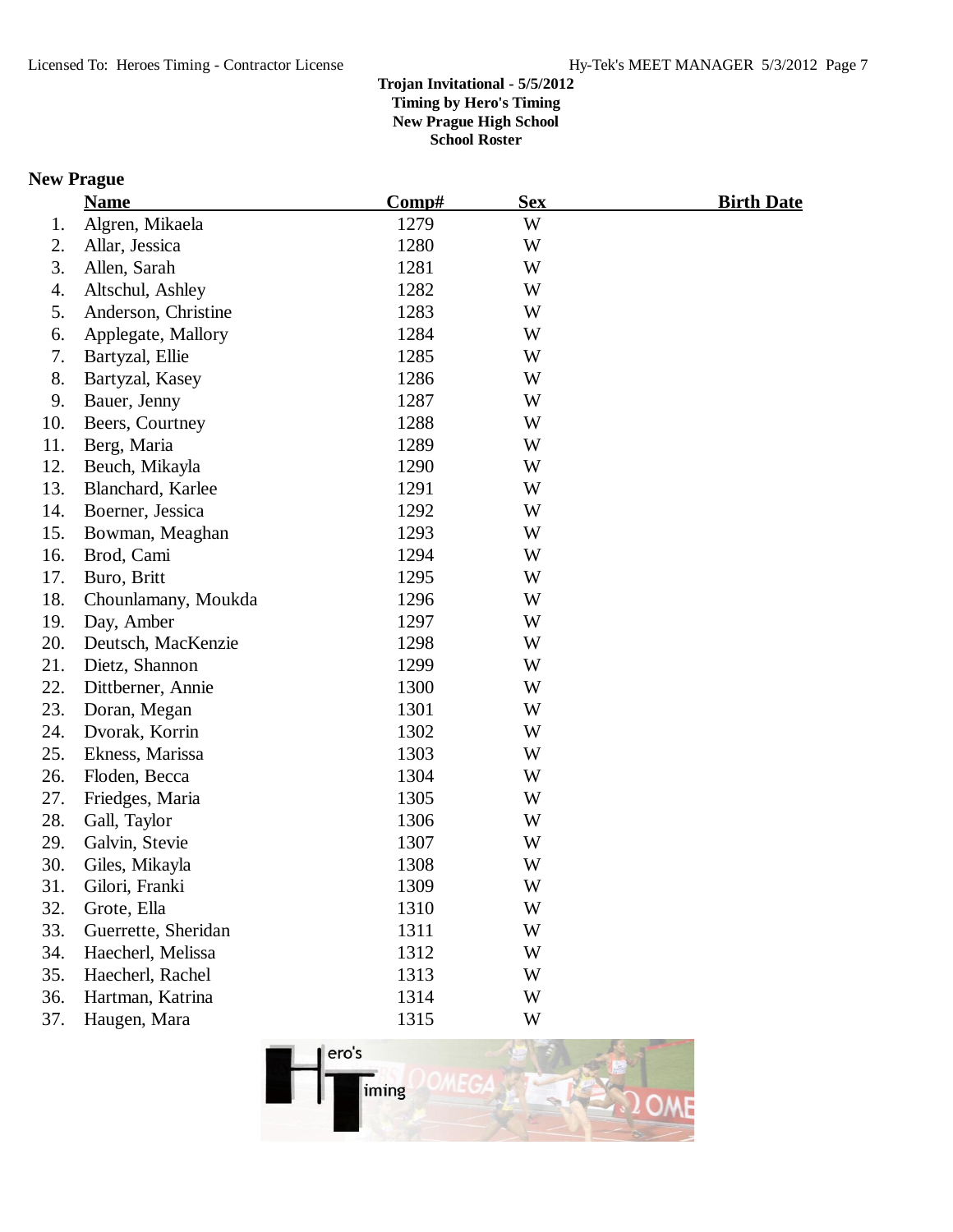**Trojan Invitational - 5/5/2012**
**Timing by Hero's Timing**
**New Prague High School**
**School Roster**

## New Prague

| | Name | Comp# | Sex | Birth Date |
|---|---|---|---|---|
| 1. | Algren, Mikaela | 1279 | W | |
| 2. | Allar, Jessica | 1280 | W | |
| 3. | Allen, Sarah | 1281 | W | |
| 4. | Altschul, Ashley | 1282 | W | |
| 5. | Anderson, Christine | 1283 | W | |
| 6. | Applegate, Mallory | 1284 | W | |
| 7. | Bartyzal, Ellie | 1285 | W | |
| 8. | Bartyzal, Kasey | 1286 | W | |
| 9. | Bauer, Jenny | 1287 | W | |
| 10. | Beers, Courtney | 1288 | W | |
| 11. | Berg, Maria | 1289 | W | |
| 12. | Beuch, Mikayla | 1290 | W | |
| 13. | Blanchard, Karlee | 1291 | W | |
| 14. | Boerner, Jessica | 1292 | W | |
| 15. | Bowman, Meaghan | 1293 | W | |
| 16. | Brod, Cami | 1294 | W | |
| 17. | Buro, Britt | 1295 | W | |
| 18. | Chounlamany, Moukda | 1296 | W | |
| 19. | Day, Amber | 1297 | W | |
| 20. | Deutsch, MacKenzie | 1298 | W | |
| 21. | Dietz, Shannon | 1299 | W | |
| 22. | Dittberner, Annie | 1300 | W | |
| 23. | Doran, Megan | 1301 | W | |
| 24. | Dvorak, Korrin | 1302 | W | |
| 25. | Ekness, Marissa | 1303 | W | |
| 26. | Floden, Becca | 1304 | W | |
| 27. | Friedges, Maria | 1305 | W | |
| 28. | Gall, Taylor | 1306 | W | |
| 29. | Galvin, Stevie | 1307 | W | |
| 30. | Giles, Mikayla | 1308 | W | |
| 31. | Gilori, Franki | 1309 | W | |
| 32. | Grote, Ella | 1310 | W | |
| 33. | Guerrette, Sheridan | 1311 | W | |
| 34. | Haecherl, Melissa | 1312 | W | |
| 35. | Haecherl, Rachel | 1313 | W | |
| 36. | Hartman, Katrina | 1314 | W | |
| 37. | Haugen, Mara | 1315 | W | |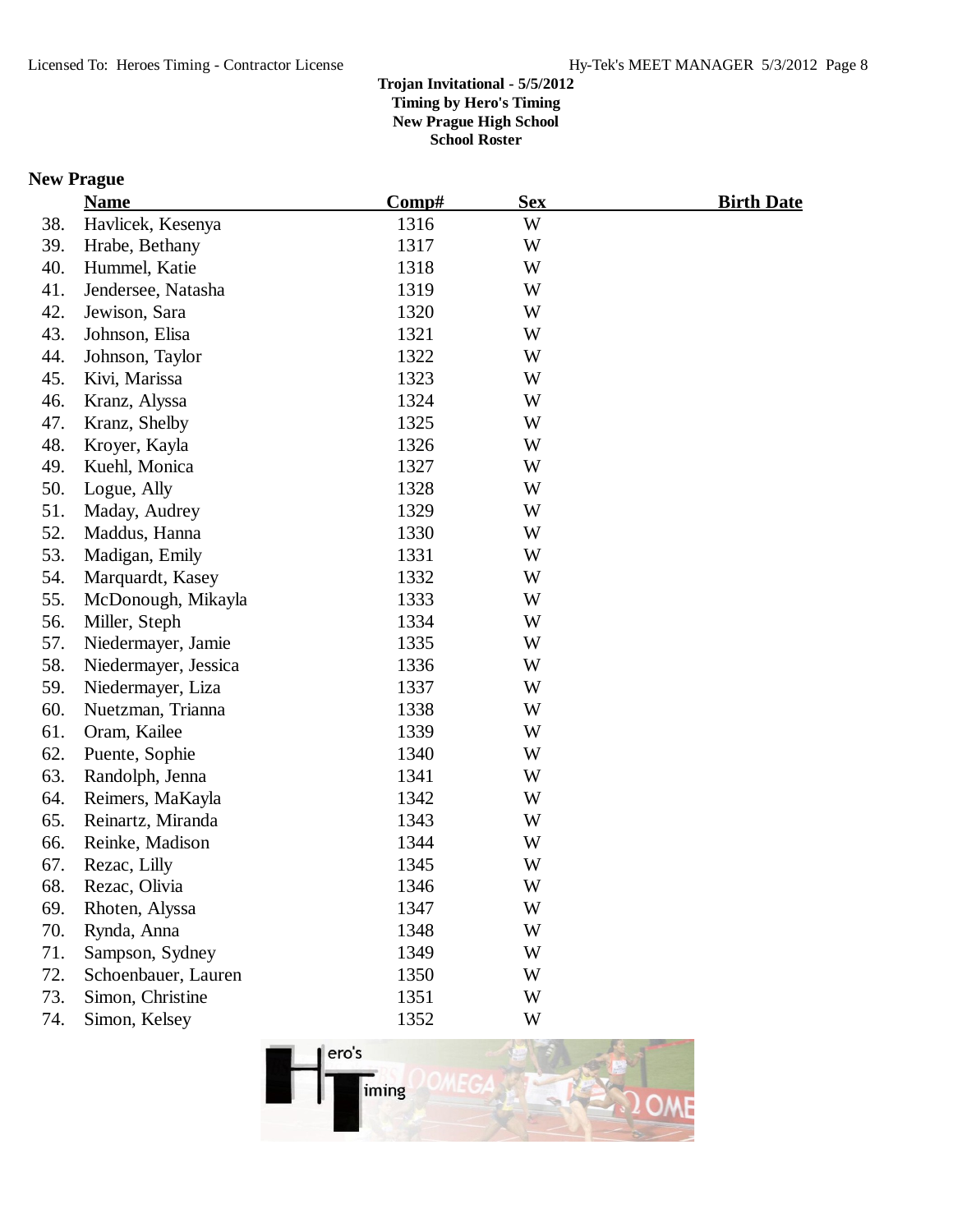Trojan Invitational - 5/5/2012
Timing by Hero's Timing
New Prague High School
School Roster

## New Prague

| | Name | Comp# | Sex | Birth Date |
|---|---|---|---|---|
| 38. | Havlicek, Kesenya | 1316 | W | |
| 39. | Hrabe, Bethany | 1317 | W | |
| 40. | Hummel, Katie | 1318 | W | |
| 41. | Jendersee, Natasha | 1319 | W | |
| 42. | Jewison, Sara | 1320 | W | |
| 43. | Johnson, Elisa | 1321 | W | |
| 44. | Johnson, Taylor | 1322 | W | |
| 45. | Kivi, Marissa | 1323 | W | |
| 46. | Kranz, Alyssa | 1324 | W | |
| 47. | Kranz, Shelby | 1325 | W | |
| 48. | Kroyer, Kayla | 1326 | W | |
| 49. | Kuehl, Monica | 1327 | W | |
| 50. | Logue, Ally | 1328 | W | |
| 51. | Maday, Audrey | 1329 | W | |
| 52. | Maddus, Hanna | 1330 | W | |
| 53. | Madigan, Emily | 1331 | W | |
| 54. | Marquardt, Kasey | 1332 | W | |
| 55. | McDonough, Mikayla | 1333 | W | |
| 56. | Miller, Steph | 1334 | W | |
| 57. | Niedermayer, Jamie | 1335 | W | |
| 58. | Niedermayer, Jessica | 1336 | W | |
| 59. | Niedermayer, Liza | 1337 | W | |
| 60. | Nuetzman, Trianna | 1338 | W | |
| 61. | Oram, Kailee | 1339 | W | |
| 62. | Puente, Sophie | 1340 | W | |
| 63. | Randolph, Jenna | 1341 | W | |
| 64. | Reimers, MaKayla | 1342 | W | |
| 65. | Reinartz, Miranda | 1343 | W | |
| 66. | Reinke, Madison | 1344 | W | |
| 67. | Rezac, Lilly | 1345 | W | |
| 68. | Rezac, Olivia | 1346 | W | |
| 69. | Rhoten, Alyssa | 1347 | W | |
| 70. | Rynda, Anna | 1348 | W | |
| 71. | Sampson, Sydney | 1349 | W | |
| 72. | Schoenbauer, Lauren | 1350 | W | |
| 73. | Simon, Christine | 1351 | W | |
| 74. | Simon, Kelsey | 1352 | W | |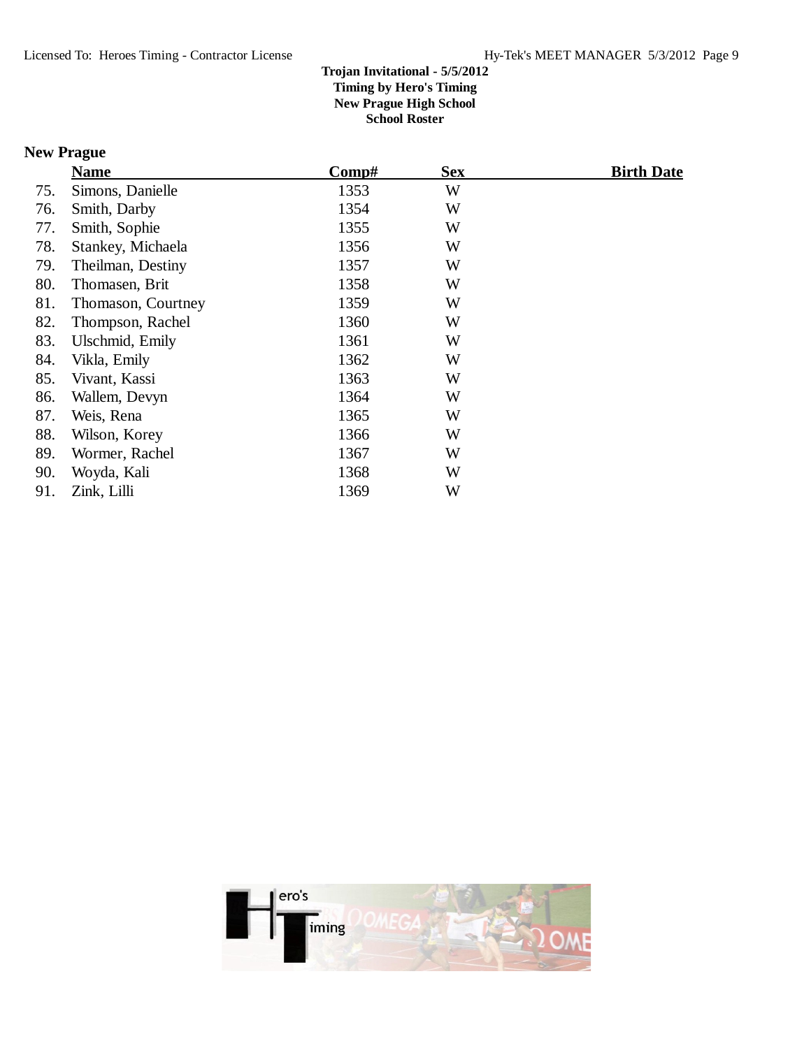Trojan Invitational - 5/5/2012
Timing by Hero's Timing
New Prague High School
School Roster

## New Prague

| | Name | Comp# | Sex | Birth Date |
|---|---|---|---|---|
| 75. | Simons, Danielle | 1353 | W | |
| 76. | Smith, Darby | 1354 | W | |
| 77. | Smith, Sophie | 1355 | W | |
| 78. | Stankey, Michaela | 1356 | W | |
| 79. | Theilman, Destiny | 1357 | W | |
| 80. | Thomasen, Brit | 1358 | W | |
| 81. | Thomason, Courtney | 1359 | W | |
| 82. | Thompson, Rachel | 1360 | W | |
| 83. | Ulschmid, Emily | 1361 | W | |
| 84. | Vikla, Emily | 1362 | W | |
| 85. | Vivant, Kassi | 1363 | W | |
| 86. | Wallem, Devyn | 1364 | W | |
| 87. | Weis, Rena | 1365 | W | |
| 88. | Wilson, Korey | 1366 | W | |
| 89. | Wormer, Rachel | 1367 | W | |
| 90. | Woyda, Kali | 1368 | W | |
| 91. | Zink, Lilli | 1369 | W | |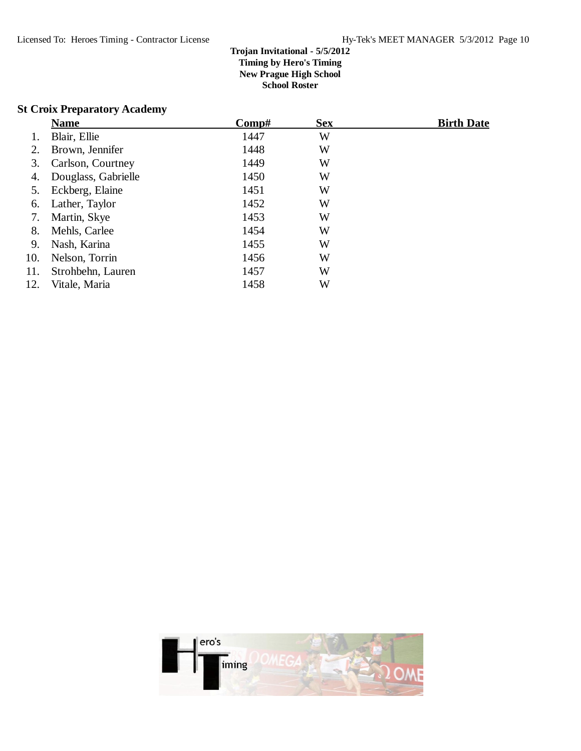**Trojan Invitational - 5/5/2012**
**Timing by Hero's Timing**
**New Prague High School**
**School Roster**

## St Croix Preparatory Academy

| | Name | Comp# | Sex | Birth Date |
|---|---|---|---|---|
| 1. | Blair, Ellie | 1447 | W | |
| 2. | Brown, Jennifer | 1448 | W | |
| 3. | Carlson, Courtney | 1449 | W | |
| 4. | Douglass, Gabrielle | 1450 | W | |
| 5. | Eckberg, Elaine | 1451 | W | |
| 6. | Lather, Taylor | 1452 | W | |
| 7. | Martin, Skye | 1453 | W | |
| 8. | Mehls, Carlee | 1454 | W | |
| 9. | Nash, Karina | 1455 | W | |
| 10. | Nelson, Torrin | 1456 | W | |
| 11. | Strohbehn, Lauren | 1457 | W | |
| 12. | Vitale, Maria | 1458 | W | |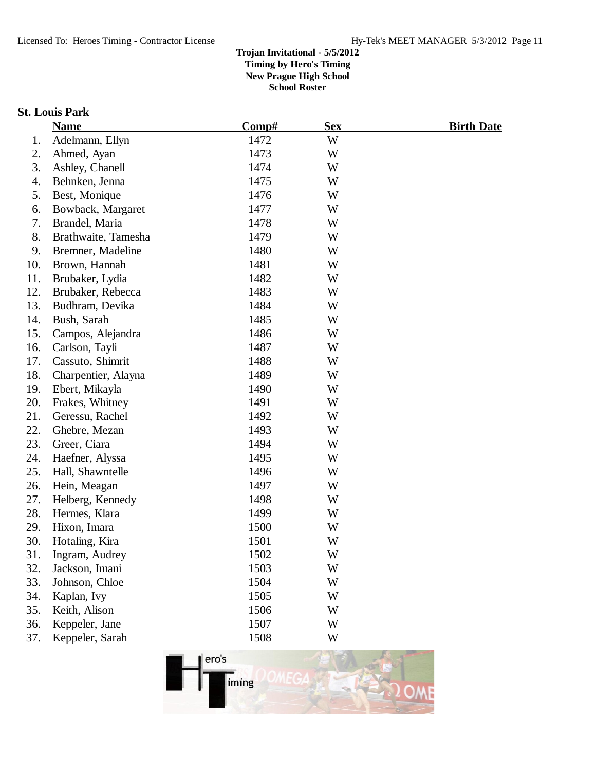**Trojan Invitational - 5/5/2012**
**Timing by Hero's Timing**
**New Prague High School**
**School Roster**

## St. Louis Park

| | Name | Comp# | Sex | Birth Date |
|---|---|---|---|---|
| 1. | Adelmann, Ellyn | 1472 | W | |
| 2. | Ahmed, Ayan | 1473 | W | |
| 3. | Ashley, Chanell | 1474 | W | |
| 4. | Behnken, Jenna | 1475 | W | |
| 5. | Best, Monique | 1476 | W | |
| 6. | Bowback, Margaret | 1477 | W | |
| 7. | Brandel, Maria | 1478 | W | |
| 8. | Brathwaite, Tamesha | 1479 | W | |
| 9. | Bremner, Madeline | 1480 | W | |
| 10. | Brown, Hannah | 1481 | W | |
| 11. | Brubaker, Lydia | 1482 | W | |
| 12. | Brubaker, Rebecca | 1483 | W | |
| 13. | Budhram, Devika | 1484 | W | |
| 14. | Bush, Sarah | 1485 | W | |
| 15. | Campos, Alejandra | 1486 | W | |
| 16. | Carlson, Tayli | 1487 | W | |
| 17. | Cassuto, Shimrit | 1488 | W | |
| 18. | Charpentier, Alayna | 1489 | W | |
| 19. | Ebert, Mikayla | 1490 | W | |
| 20. | Frakes, Whitney | 1491 | W | |
| 21. | Geressu, Rachel | 1492 | W | |
| 22. | Ghebre, Mezan | 1493 | W | |
| 23. | Greer, Ciara | 1494 | W | |
| 24. | Haefner, Alyssa | 1495 | W | |
| 25. | Hall, Shawntelle | 1496 | W | |
| 26. | Hein, Meagan | 1497 | W | |
| 27. | Helberg, Kennedy | 1498 | W | |
| 28. | Hermes, Klara | 1499 | W | |
| 29. | Hixon, Imara | 1500 | W | |
| 30. | Hotaling, Kira | 1501 | W | |
| 31. | Ingram, Audrey | 1502 | W | |
| 32. | Jackson, Imani | 1503 | W | |
| 33. | Johnson, Chloe | 1504 | W | |
| 34. | Kaplan, Ivy | 1505 | W | |
| 35. | Keith, Alison | 1506 | W | |
| 36. | Keppeler, Jane | 1507 | W | |
| 37. | Keppeler, Sarah | 1508 | W | |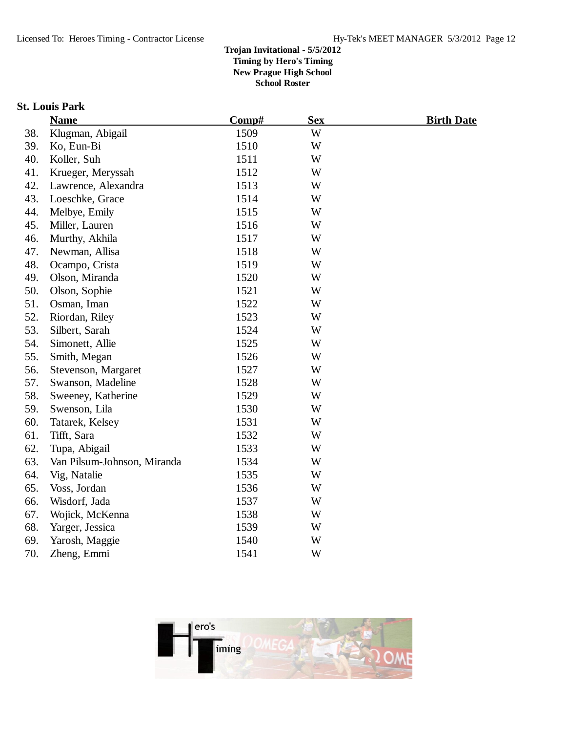Trojan Invitational - 5/5/2012
Timing by Hero's Timing
New Prague High School
School Roster

## St. Louis Park

| | Name | Comp# | Sex | Birth Date |
|---|---|---|---|---|
| 38. | Klugman, Abigail | 1509 | W | |
| 39. | Ko, Eun-Bi | 1510 | W | |
| 40. | Koller, Suh | 1511 | W | |
| 41. | Krueger, Meryssah | 1512 | W | |
| 42. | Lawrence, Alexandra | 1513 | W | |
| 43. | Loeschke, Grace | 1514 | W | |
| 44. | Melbye, Emily | 1515 | W | |
| 45. | Miller, Lauren | 1516 | W | |
| 46. | Murthy, Akhila | 1517 | W | |
| 47. | Newman, Allisa | 1518 | W | |
| 48. | Ocampo, Crista | 1519 | W | |
| 49. | Olson, Miranda | 1520 | W | |
| 50. | Olson, Sophie | 1521 | W | |
| 51. | Osman, Iman | 1522 | W | |
| 52. | Riordan, Riley | 1523 | W | |
| 53. | Silbert, Sarah | 1524 | W | |
| 54. | Simonett, Allie | 1525 | W | |
| 55. | Smith, Megan | 1526 | W | |
| 56. | Stevenson, Margaret | 1527 | W | |
| 57. | Swanson, Madeline | 1528 | W | |
| 58. | Sweeney, Katherine | 1529 | W | |
| 59. | Swenson, Lila | 1530 | W | |
| 60. | Tatarek, Kelsey | 1531 | W | |
| 61. | Tifft, Sara | 1532 | W | |
| 62. | Tupa, Abigail | 1533 | W | |
| 63. | Van Pilsum-Johnson, Miranda | 1534 | W | |
| 64. | Vig, Natalie | 1535 | W | |
| 65. | Voss, Jordan | 1536 | W | |
| 66. | Wisdorf, Jada | 1537 | W | |
| 67. | Wojick, McKenna | 1538 | W | |
| 68. | Yarger, Jessica | 1539 | W | |
| 69. | Yarosh, Maggie | 1540 | W | |
| 70. | Zheng, Emmi | 1541 | W | |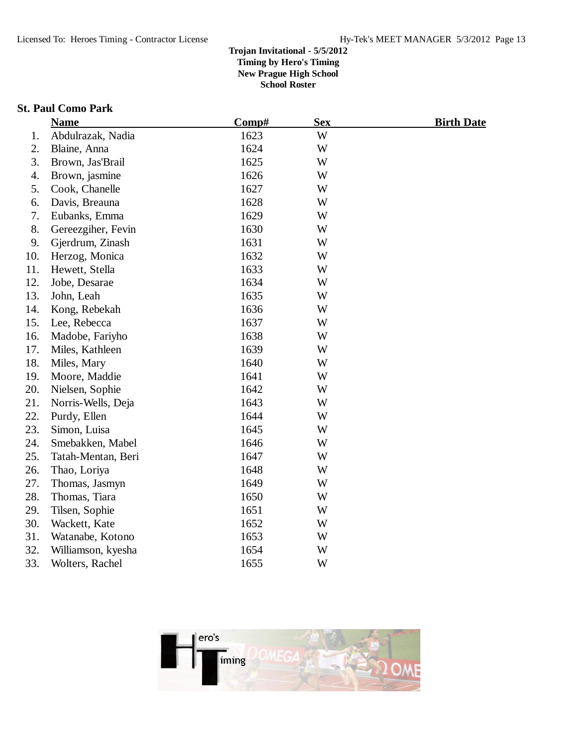Trojan Invitational - 5/5/2012
Timing by Hero's Timing
New Prague High School
School Roster

## St. Paul Como Park

| | Name | Comp# | Sex | Birth Date |
|---|---|---|---|---|
| 1. | Abdulrazak, Nadia | 1623 | W | |
| 2. | Blaine, Anna | 1624 | W | |
| 3. | Brown, Jas'Brail | 1625 | W | |
| 4. | Brown, jasmine | 1626 | W | |
| 5. | Cook, Chanelle | 1627 | W | |
| 6. | Davis, Breauna | 1628 | W | |
| 7. | Eubanks, Emma | 1629 | W | |
| 8. | Gereezgiher, Fevin | 1630 | W | |
| 9. | Gjerdrum, Zinash | 1631 | W | |
| 10. | Herzog, Monica | 1632 | W | |
| 11. | Hewett, Stella | 1633 | W | |
| 12. | Jobe, Desarae | 1634 | W | |
| 13. | John, Leah | 1635 | W | |
| 14. | Kong, Rebekah | 1636 | W | |
| 15. | Lee, Rebecca | 1637 | W | |
| 16. | Madobe, Fariyho | 1638 | W | |
| 17. | Miles, Kathleen | 1639 | W | |
| 18. | Miles, Mary | 1640 | W | |
| 19. | Moore, Maddie | 1641 | W | |
| 20. | Nielsen, Sophie | 1642 | W | |
| 21. | Norris-Wells, Deja | 1643 | W | |
| 22. | Purdy, Ellen | 1644 | W | |
| 23. | Simon, Luisa | 1645 | W | |
| 24. | Smebakken, Mabel | 1646 | W | |
| 25. | Tatah-Mentan, Beri | 1647 | W | |
| 26. | Thao, Loriya | 1648 | W | |
| 27. | Thomas, Jasmyn | 1649 | W | |
| 28. | Thomas, Tiara | 1650 | W | |
| 29. | Tilsen, Sophie | 1651 | W | |
| 30. | Wackett, Kate | 1652 | W | |
| 31. | Watanabe, Kotono | 1653 | W | |
| 32. | Williamson, kyesha | 1654 | W | |
| 33. | Wolters, Rachel | 1655 | W | |